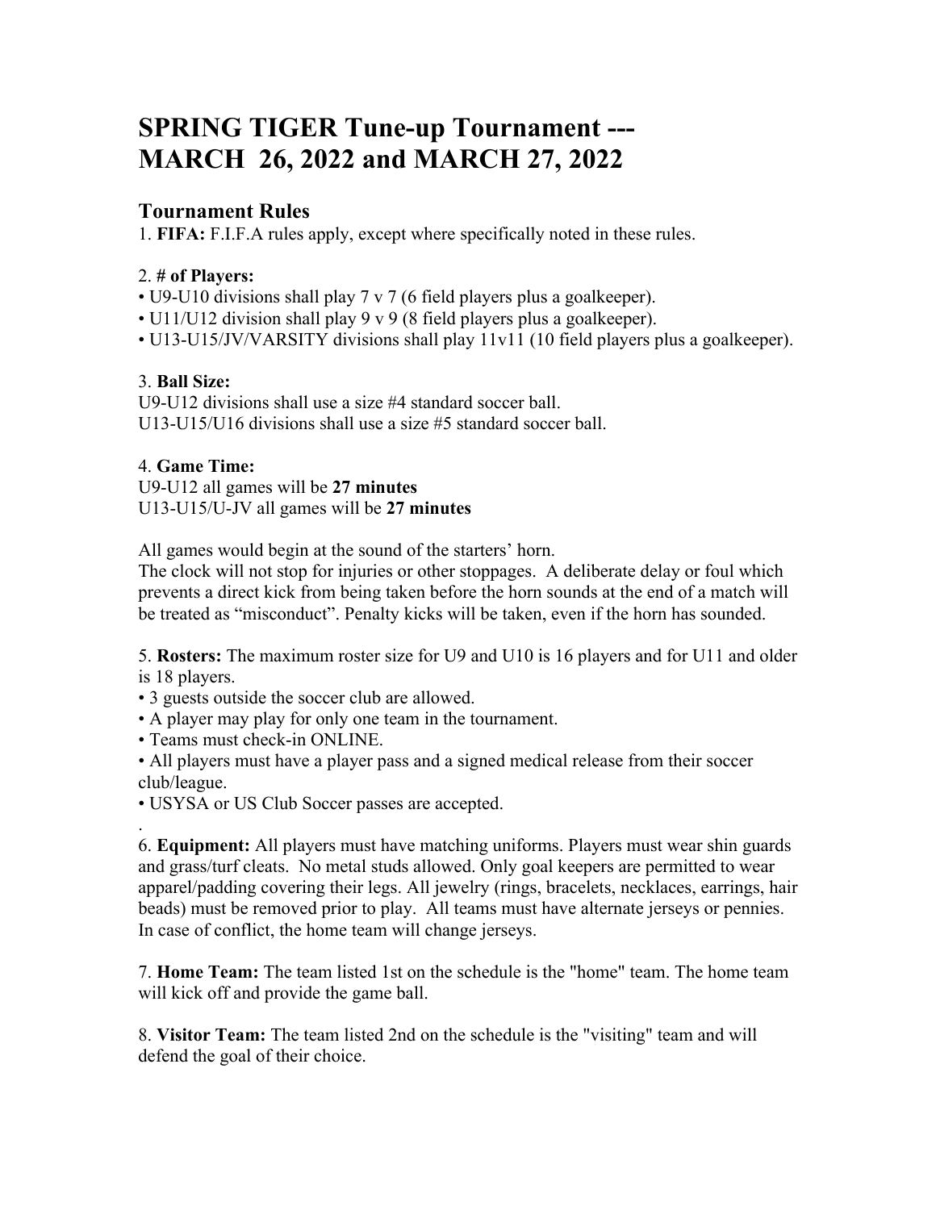# SPRING TIGER Tune-up Tournament --- MARCH 26, 2022 and MARCH 27, 2022

## Tournament Rules

1. **FIFA:** F.I.F.A rules apply, except where specifically noted in these rules.

2. **# of Players:**
• U9-U10 divisions shall play 7 v 7 (6 field players plus a goalkeeper).
• U11/U12 division shall play 9 v 9 (8 field players plus a goalkeeper).
• U13-U15/JV/VARSITY divisions shall play 11v11 (10 field players plus a goalkeeper).

3. **Ball Size:**
U9-U12 divisions shall use a size #4 standard soccer ball.
U13-U15/U16 divisions shall use a size #5 standard soccer ball.

4. **Game Time:**
U9-U12 all games will be **27 minutes**
U13-U15/U-JV all games will be **27 minutes**

All games would begin at the sound of the starters' horn.
The clock will not stop for injuries or other stoppages. A deliberate delay or foul which prevents a direct kick from being taken before the horn sounds at the end of a match will be treated as "misconduct". Penalty kicks will be taken, even if the horn has sounded.

5. **Rosters:** The maximum roster size for U9 and U10 is 16 players and for U11 and older is 18 players.
• 3 guests outside the soccer club are allowed.
• A player may play for only one team in the tournament.
• Teams must check-in ONLINE.
• All players must have a player pass and a signed medical release from their soccer club/league.
• USYSA or US Club Soccer passes are accepted.
.
6. **Equipment:** All players must have matching uniforms. Players must wear shin guards and grass/turf cleats. No metal studs allowed. Only goal keepers are permitted to wear apparel/padding covering their legs. All jewelry (rings, bracelets, necklaces, earrings, hair beads) must be removed prior to play. All teams must have alternate jerseys or pennies. In case of conflict, the home team will change jerseys.

7. **Home Team:** The team listed 1st on the schedule is the "home" team. The home team will kick off and provide the game ball.

8. **Visitor Team:** The team listed 2nd on the schedule is the "visiting" team and will defend the goal of their choice.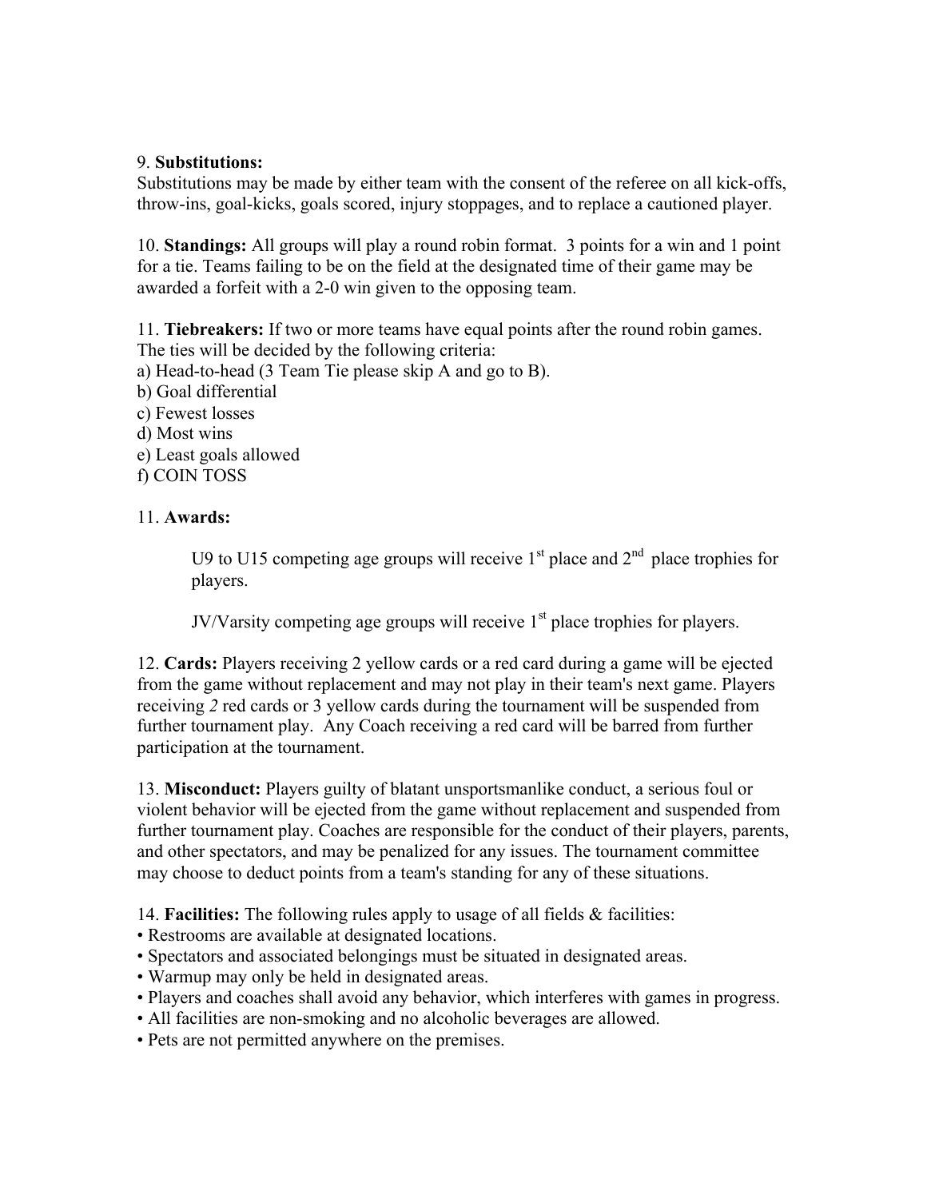9. **Substitutions:**
Substitutions may be made by either team with the consent of the referee on all kick-offs, throw-ins, goal-kicks, goals scored, injury stoppages, and to replace a cautioned player.

10. **Standings:** All groups will play a round robin format. 3 points for a win and 1 point for a tie. Teams failing to be on the field at the designated time of their game may be awarded a forfeit with a 2-0 win given to the opposing team.

11. **Tiebreakers:** If two or more teams have equal points after the round robin games. The ties will be decided by the following criteria:
a) Head-to-head (3 Team Tie please skip A and go to B).
b) Goal differential
c) Fewest losses
d) Most wins
e) Least goals allowed
f) COIN TOSS

11. **Awards:**

U9 to U15 competing age groups will receive 1st place and 2nd place trophies for players.

JV/Varsity competing age groups will receive 1st place trophies for players.

12. **Cards:** Players receiving 2 yellow cards or a red card during a game will be ejected from the game without replacement and may not play in their team's next game. Players receiving *2* red cards or 3 yellow cards during the tournament will be suspended from further tournament play. Any Coach receiving a red card will be barred from further participation at the tournament.

13. **Misconduct:** Players guilty of blatant unsportsmanlike conduct, a serious foul or violent behavior will be ejected from the game without replacement and suspended from further tournament play. Coaches are responsible for the conduct of their players, parents, and other spectators, and may be penalized for any issues. The tournament committee may choose to deduct points from a team's standing for any of these situations.

14. **Facilities:** The following rules apply to usage of all fields & facilities:
- Restrooms are available at designated locations.
- Spectators and associated belongings must be situated in designated areas.
- Warmup may only be held in designated areas.
- Players and coaches shall avoid any behavior, which interferes with games in progress.
- All facilities are non-smoking and no alcoholic beverages are allowed.
- Pets are not permitted anywhere on the premises.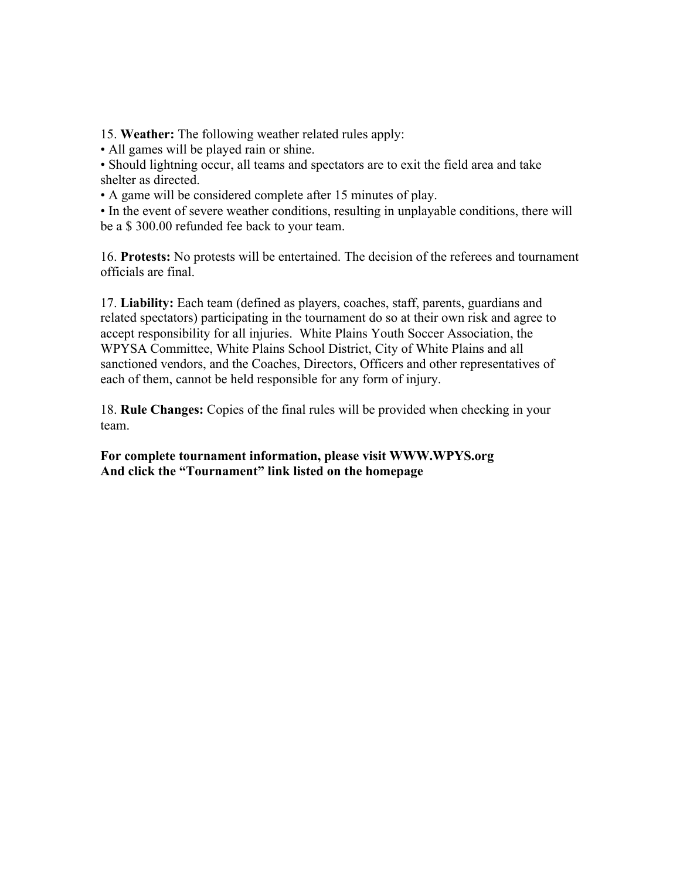15. **Weather:** The following weather related rules apply:

• All games will be played rain or shine.

• Should lightning occur, all teams and spectators are to exit the field area and take shelter as directed.

• A game will be considered complete after 15 minutes of play.

• In the event of severe weather conditions, resulting in unplayable conditions, there will be a $ 300.00 refunded fee back to your team.

16. **Protests:** No protests will be entertained. The decision of the referees and tournament officials are final.

17. **Liability:** Each team (defined as players, coaches, staff, parents, guardians and related spectators) participating in the tournament do so at their own risk and agree to accept responsibility for all injuries. White Plains Youth Soccer Association, the WPYSA Committee, White Plains School District, City of White Plains and all sanctioned vendors, and the Coaches, Directors, Officers and other representatives of each of them, cannot be held responsible for any form of injury.

18. **Rule Changes:** Copies of the final rules will be provided when checking in your team.

**For complete tournament information, please visit WWW.WPYS.org**
**And click the "Tournament" link listed on the homepage**